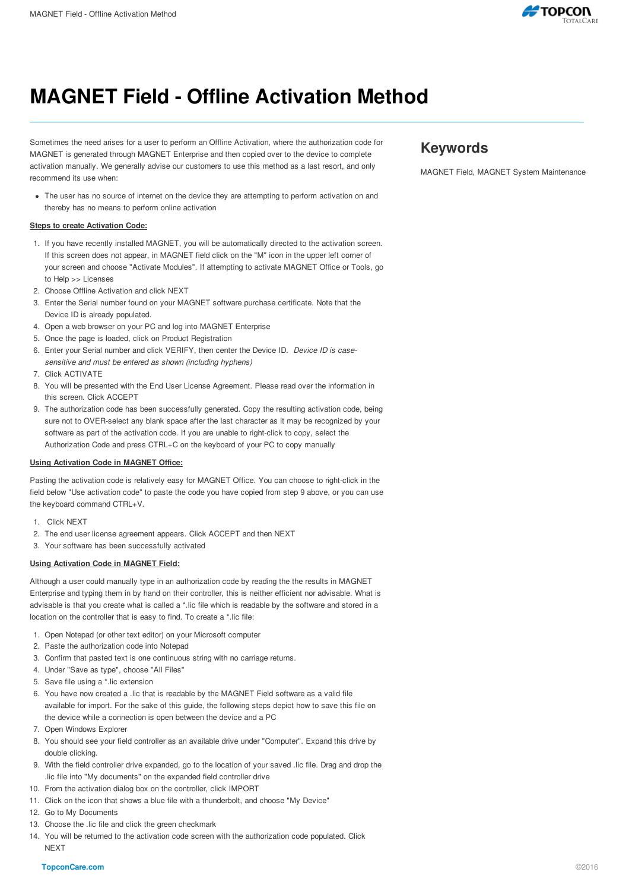# MAGNET Field - Offline Activation Method

Sometimes the need arises for a user to perform an Offline Activation, where the authorization code for MAGNET is generated through MAGNET Enterprise and then copied over to the device to complete activation manually. We generally advise our customers to use this method as a last resort, and only recommend its use when:

- The user has no source of internet on the device they are attempting to perform activation on and thereby has no means to perform online activation

**Steps to create Activation Code:**

1. If you have recently installed MAGNET, you will be automatically directed to the activation screen. If this screen does not appear, in MAGNET field click on the "M" icon in the upper left corner of your screen and choose "Activate Modules". If attempting to activate MAGNET Office or Tools, go to Help >> Licenses
2. Choose Offline Activation and click NEXT
3. Enter the Serial number found on your MAGNET software purchase certificate. Note that the Device ID is already populated.
4. Open a web browser on your PC and log into MAGNET Enterprise
5. Once the page is loaded, click on Product Registration
6. Enter your Serial number and click VERIFY, then center the Device ID. *Device ID is case-sensitive and must be entered as shown (including hyphens)*
7. Click ACTIVATE
8. You will be presented with the End User License Agreement. Please read over the information in this screen. Click ACCEPT
9. The authorization code has been successfully generated. Copy the resulting activation code, being sure not to OVER-select any blank space after the last character as it may be recognized by your software as part of the activation code. If you are unable to right-click to copy, select the Authorization Code and press CTRL+C on the keyboard of your PC to copy manually

**Using Activation Code in MAGNET Office:**

Pasting the activation code is relatively easy for MAGNET Office. You can choose to right-click in the field below "Use activation code" to paste the code you have copied from step 9 above, or you can use the keyboard command CTRL+V.

1. Click NEXT
2. The end user license agreement appears. Click ACCEPT and then NEXT
3. Your software has been successfully activated

**Using Activation Code in MAGNET Field:**

Although a user could manually type in an authorization code by reading the the results in MAGNET Enterprise and typing them in by hand on their controller, this is neither efficient nor advisable. What is advisable is that you create what is called a *.lic file which is readable by the software and stored in a location on the controller that is easy to find. To create a *.lic file:

1. Open Notepad (or other text editor) on your Microsoft computer
2. Paste the authorization code into Notepad
3. Confirm that pasted text is one continuous string with no carriage returns.
4. Under "Save as type", choose "All Files"
5. Save file using a *.lic extension
6. You have now created a .lic that is readable by the MAGNET Field software as a valid file available for import. For the sake of this guide, the following steps depict how to save this file on the device while a connection is open between the device and a PC
7. Open Windows Explorer
8. You should see your field controller as an available drive under "Computer". Expand this drive by double clicking.
9. With the field controller drive expanded, go to the location of your saved .lic file. Drag and drop the .lic file into "My documents" on the expanded field controller drive
10. From the activation dialog box on the controller, click IMPORT
11. Click on the icon that shows a blue file with a thunderbolt, and choose "My Device"
12. Go to My Documents
13. Choose the .lic file and click the green checkmark
14. You will be returned to the activation code screen with the authorization code populated. Click NEXT

## Keywords

MAGNET Field, MAGNET System Maintenance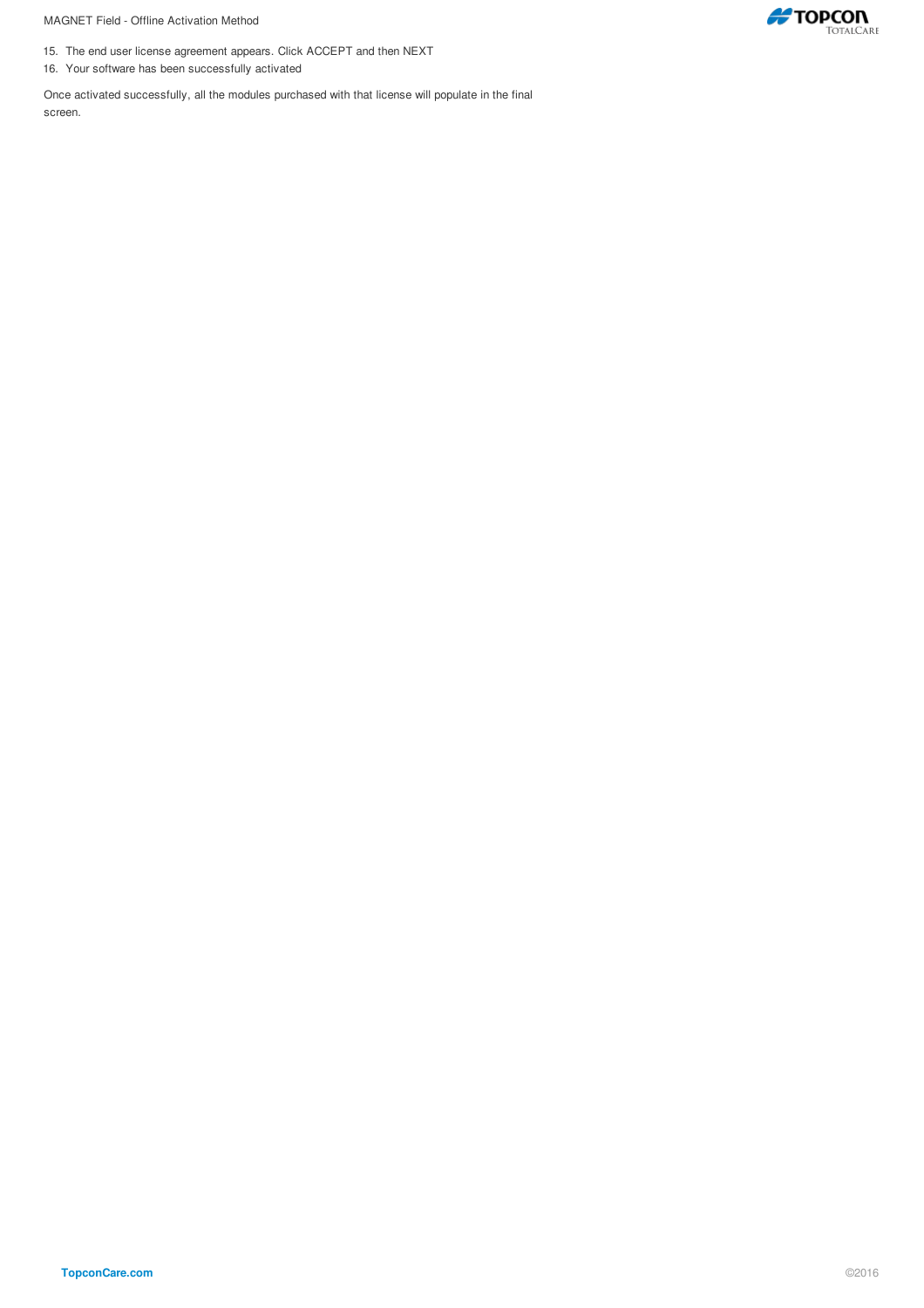15. The end user license agreement appears. Click ACCEPT and then NEXT
16. Your software has been successfully activated

Once activated successfully, all the modules purchased with that license will populate in the final screen.